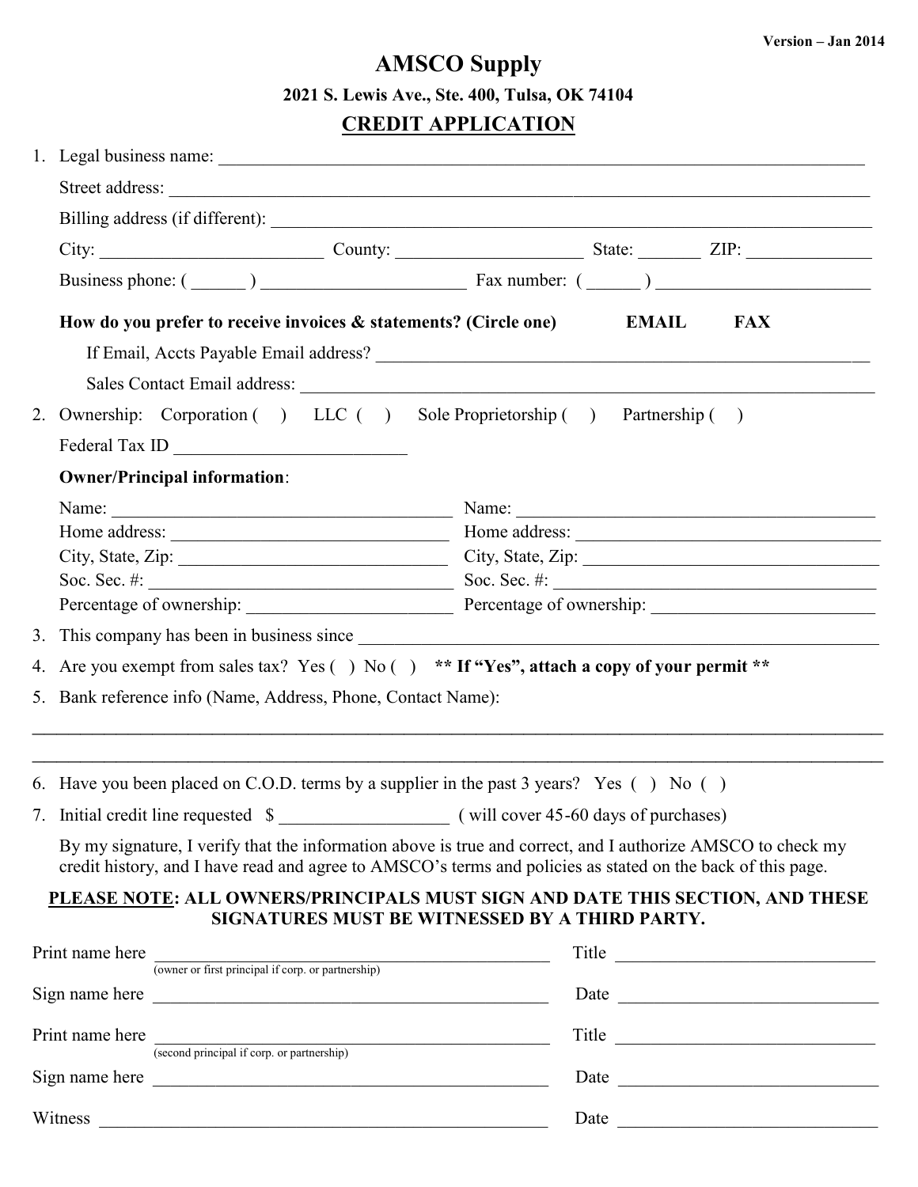Version – Jan 2014

# AMSCO Supply

**2021 S. Lewis Ave., Ste. 400, Tulsa, OK 74104**

## CREDIT APPLICATION

1. Legal business name: ______________________________________________

   Street address: ______________________________________________

   Billing address (if different): ______________________________________________

   City: ____________________ County: ____________________ State: _______ ZIP: _____________

   Business phone: ( ______ ) ______________________ Fax number: ( ______ ) ______________________

   **How do you prefer to receive invoices & statements? (Circle one) EMAIL FAX**

   If Email, Accts Payable Email address? ______________________________________________

   Sales Contact Email address: ______________________________________________

2. Ownership: Corporation ( ) LLC ( ) Sole Proprietorship ( ) Partnership ( )

   Federal Tax ID _________________________

   **Owner/Principal information**:

   | | |
   |---|---|
   | Name: ______________________ | Name: ______________________ |
   | Home address: ______________________ | Home address: ______________________ |
   | City, State, Zip: ______________________ | City, State, Zip: ______________________ |
   | Soc. Sec. #: ______________________ | Soc. Sec. #: ______________________ |
   | Percentage of ownership: ______________________ | Percentage of ownership: ______________________ |

3. This company has been in business since ______________________________________________

4. Are you exempt from sales tax? Yes ( ) No ( ) **** If "Yes", attach a copy of your permit ****

5. Bank reference info (Name, Address, Phone, Contact Name):

______________________________________________

______________________________________________

6. Have you been placed on C.O.D. terms by a supplier in the past 3 years? Yes ( ) No ( )

7. Initial credit line requested $ __________________ ( will cover 45-60 days of purchases)

   By my signature, I verify that the information above is true and correct, and I authorize AMSCO to check my credit history, and I have read and agree to AMSCO's terms and policies as stated on the back of this page.

**PLEASE NOTE: ALL OWNERS/PRINCIPALS MUST SIGN AND DATE THIS SECTION, AND THESE SIGNATURES MUST BE WITNESSED BY A THIRD PARTY.**

Print name here ______________________________________ Title ________________________
(owner or first principal if corp. or partnership)

Sign name here ______________________________________ Date ________________________

Print name here ______________________________________ Title ________________________
(second principal if corp. or partnership)

Sign name here ______________________________________ Date ________________________

Witness ______________________________________ Date ________________________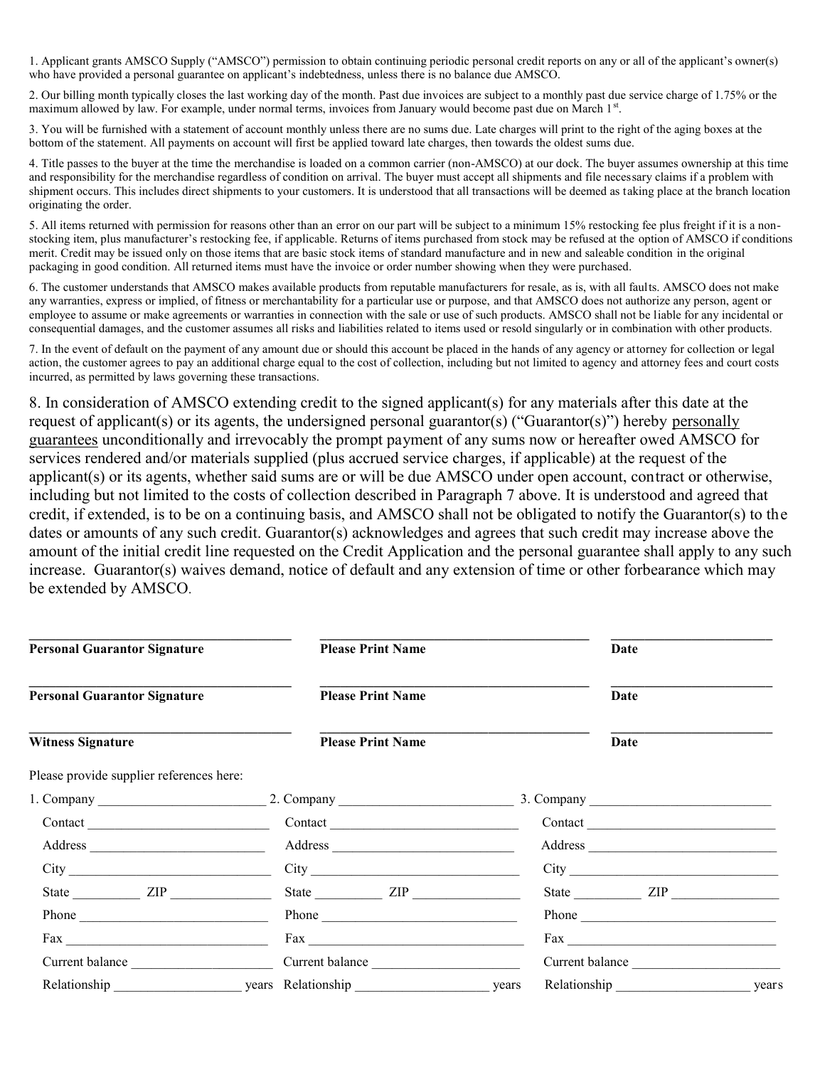1. Applicant grants AMSCO Supply ("AMSCO") permission to obtain continuing periodic personal credit reports on any or all of the applicant's owner(s) who have provided a personal guarantee on applicant's indebtedness, unless there is no balance due AMSCO.

2. Our billing month typically closes the last working day of the month. Past due invoices are subject to a monthly past due service charge of 1.75% or the maximum allowed by law. For example, under normal terms, invoices from January would become past due on March 1st.

3. You will be furnished with a statement of account monthly unless there are no sums due. Late charges will print to the right of the aging boxes at the bottom of the statement. All payments on account will first be applied toward late charges, then towards the oldest sums due.

4. Title passes to the buyer at the time the merchandise is loaded on a common carrier (non-AMSCO) at our dock. The buyer assumes ownership at this time and responsibility for the merchandise regardless of condition on arrival. The buyer must accept all shipments and file necessary claims if a problem with shipment occurs. This includes direct shipments to your customers. It is understood that all transactions will be deemed as taking place at the branch location originating the order.

5. All items returned with permission for reasons other than an error on our part will be subject to a minimum 15% restocking fee plus freight if it is a non-stocking item, plus manufacturer's restocking fee, if applicable. Returns of items purchased from stock may be refused at the option of AMSCO if conditions merit. Credit may be issued only on those items that are basic stock items of standard manufacture and in new and saleable condition in the original packaging in good condition. All returned items must have the invoice or order number showing when they were purchased.

6. The customer understands that AMSCO makes available products from reputable manufacturers for resale, as is, with all faults. AMSCO does not make any warranties, express or implied, of fitness or merchantability for a particular use or purpose, and that AMSCO does not authorize any person, agent or employee to assume or make agreements or warranties in connection with the sale or use of such products. AMSCO shall not be liable for any incidental or consequential damages, and the customer assumes all risks and liabilities related to items used or resold singularly or in combination with other products.

7. In the event of default on the payment of any amount due or should this account be placed in the hands of any agency or attorney for collection or legal action, the customer agrees to pay an additional charge equal to the cost of collection, including but not limited to agency and attorney fees and court costs incurred, as permitted by laws governing these transactions.

8. In consideration of AMSCO extending credit to the signed applicant(s) for any materials after this date at the request of applicant(s) or its agents, the undersigned personal guarantor(s) ("Guarantor(s)") hereby personally guarantees unconditionally and irrevocably the prompt payment of any sums now or hereafter owed AMSCO for services rendered and/or materials supplied (plus accrued service charges, if applicable) at the request of the applicant(s) or its agents, whether said sums are or will be due AMSCO under open account, contract or otherwise, including but not limited to the costs of collection described in Paragraph 7 above. It is understood and agreed that credit, if extended, is to be on a continuing basis, and AMSCO shall not be obligated to notify the Guarantor(s) to the dates or amounts of any such credit. Guarantor(s) acknowledges and agrees that such credit may increase above the amount of the initial credit line requested on the Credit Application and the personal guarantee shall apply to any such increase. Guarantor(s) waives demand, notice of default and any extension of time or other forbearance which may be extended by AMSCO.

| | | |
|---|---|---|
| ______________________ | ______________________ | ______________ |
| **Personal Guarantor Signature** | **Please Print Name** | **Date** |
| ______________________ | ______________________ | ______________ |
| **Personal Guarantor Signature** | **Please Print Name** | **Date** |
| ______________________ | ______________________ | ______________ |
| **Witness Signature** | **Please Print Name** | **Date** |

Please provide supplier references here:

| | | |
|---|---|---|
| 1. Company ______________ | 2. Company ______________ | 3. Company ______________ |
| Contact ______________ | Contact ______________ | Contact ______________ |
| Address ______________ | Address ______________ | Address ______________ |
| City ______________ | City ______________ | City ______________ |
| State ______ ZIP ______ | State ______ ZIP ______ | State ______ ZIP ______ |
| Phone ______________ | Phone ______________ | Phone ______________ |
| Fax ______________ | Fax ______________ | Fax ______________ |
| Current balance ______________ | Current balance ______________ | Current balance ______________ |
| Relationship ____________ years | Relationship ____________ years | Relationship ____________ years |